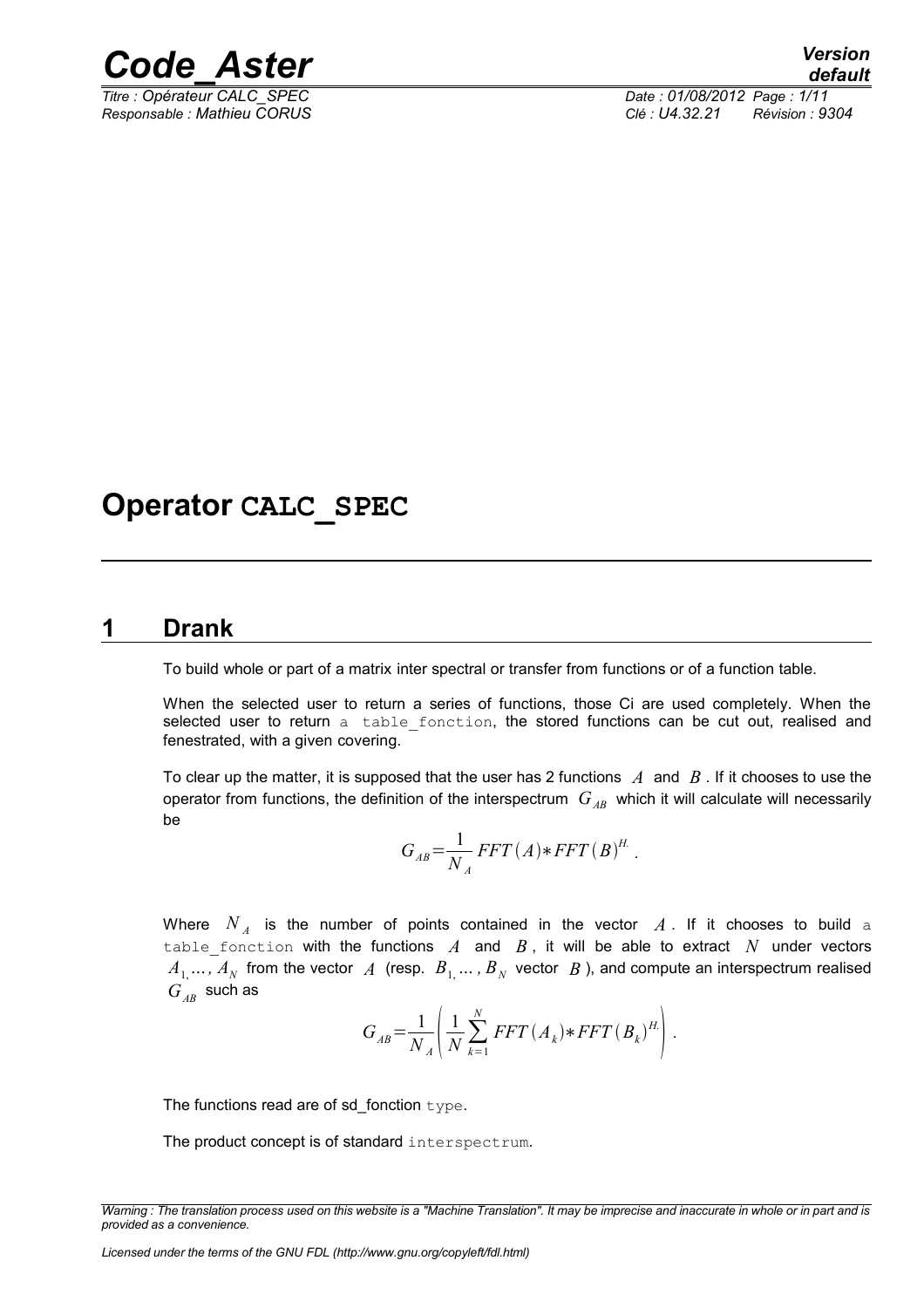# Operator CALC_SPEC

## 1 Drank

To build whole or part of a matrix inter spectral or transfer from functions or of a function table.

When the selected user to return a series of functions, those Ci are used completely. When the selected user to return a table_fonction, the stored functions can be cut out, realised and fenestrated, with a given covering.

To clear up the matter, it is supposed that the user has 2 functions $A$ and $B$. If it chooses to use the operator from functions, the definition of the interspectrum $G_{AB}$ which it will calculate will necessarily be

$$G_{AB}=\frac{1}{N_A} FFT(A)*FFT(B)^{H.}.$$

Where $N_A$ is the number of points contained in the vector $A$. If it chooses to build a table_fonction with the functions $A$ and $B$, it will be able to extract $N$ under vectors $A_1, \ldots, A_N$ from the vector $A$ (resp. $B_1, \ldots, B_N$ vector $B$), and compute an interspectrum realised $G_{AB}$ such as

$$G_{AB}=\frac{1}{N_A}\left(\frac{1}{N}\sum_{k=1}^{N} FFT(A_k)*FFT(B_k)^{H.}\right).$$

The functions read are of sd_fonction type.

The product concept is of standard interspectrum.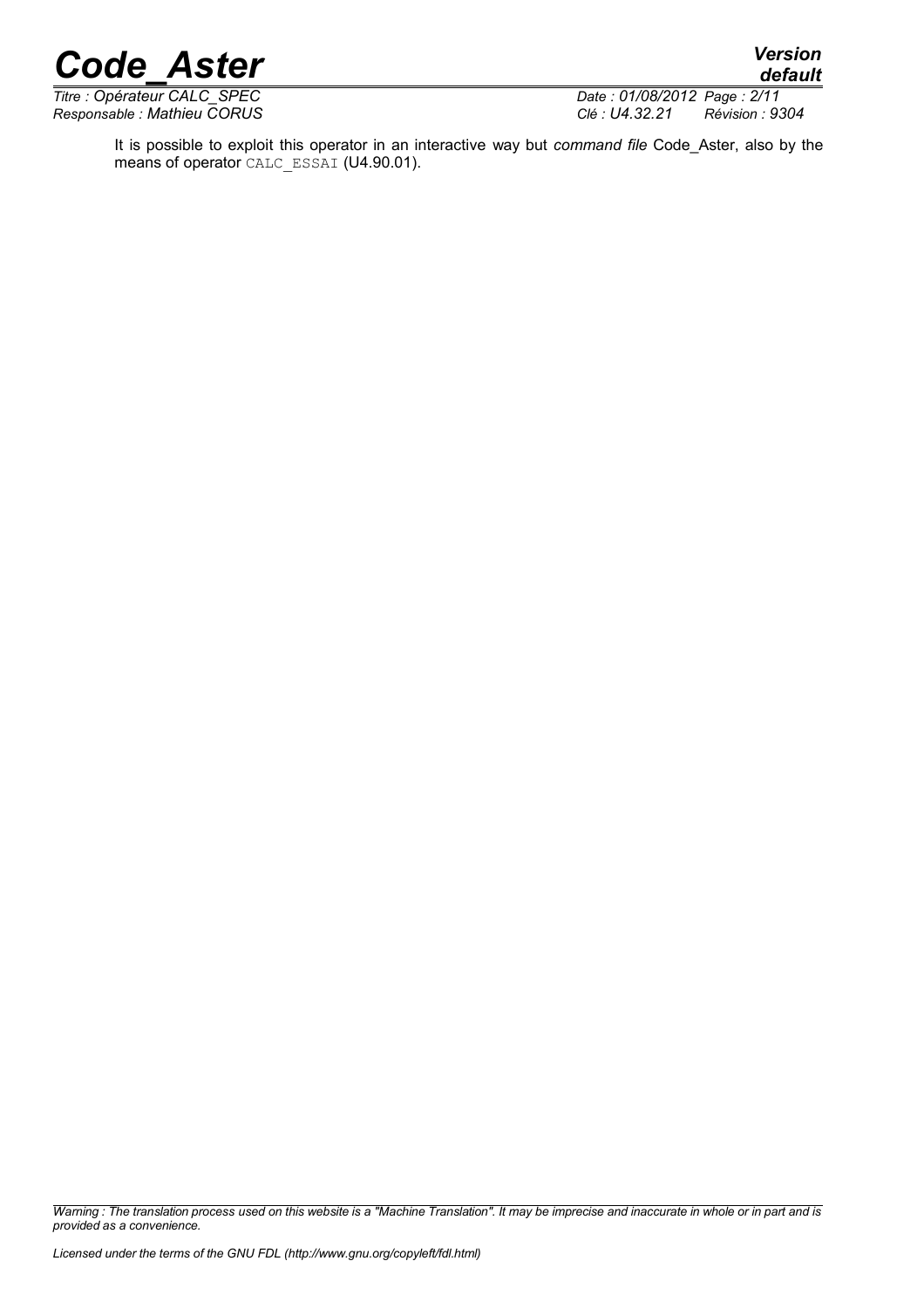It is possible to exploit this operator in an interactive way but *command file* Code_Aster, also by the means of operator CALC_ESSAI (U4.90.01).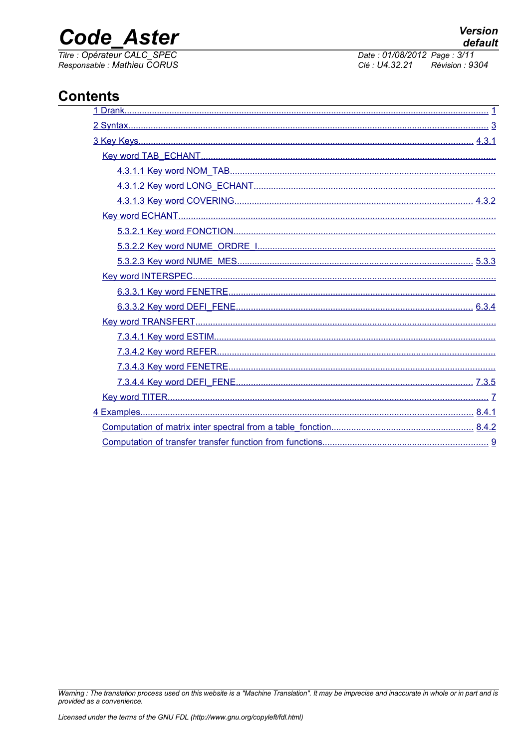# Contents

1 Drank.......................................................................................................................................... 1

2 Syntax......................................................................................................................................... 3

3 Key Keys................................................................................................................................. 4.3.1

Key word TAB_ECHANT.................................................................................................................

4.3.1.1 Key word NOM_TAB..............................................................................................................

4.3.1.2 Key word LONG_ECHANT.....................................................................................................

4.3.1.3 Key word COVERING..................................................................................................... 4.3.2

Key word ECHANT..........................................................................................................................

5.3.2.1 Key word FONCTION.............................................................................................................

5.3.2.2 Key word NUME_ORDRE_I....................................................................................................

5.3.2.3 Key word NUME_MES..................................................................................................... 5.3.3

Key word INTERSPEC.....................................................................................................................

6.3.3.1 Key word FENETRE...............................................................................................................

6.3.3.2 Key word DEFI_FENE..................................................................................................... 6.3.4

Key word TRANSFERT....................................................................................................................

7.3.4.1 Key word ESTIM.....................................................................................................................

7.3.4.2 Key word REFER....................................................................................................................

7.3.4.3 Key word FENETRE...............................................................................................................

7.3.4.4 Key word DEFI_FENE..................................................................................................... 7.3.5

Key word TITER............................................................................................................................. 7

4 Examples................................................................................................................................ 8.4.1

Computation of matrix inter spectral from a table_fonction....................................................... 8.4.2

Computation of transfer transfer function from functions................................................................ 9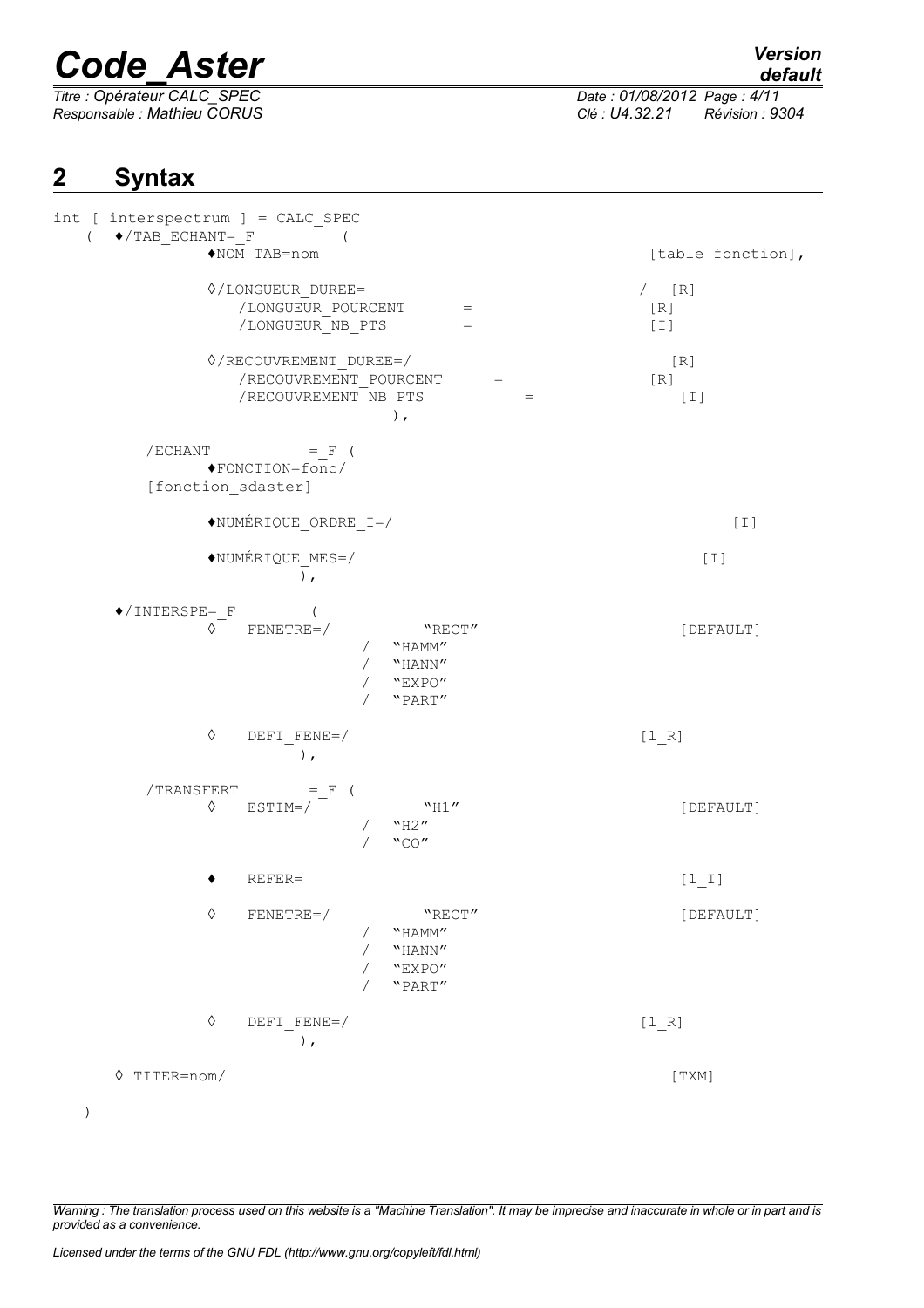## 2 Syntax

```
int [ interspectrum ] = CALC_SPEC
   (  ♦/TAB_ECHANT=_F          (
            ♦NOM_TAB=nom                                      [table_fonction],

            ◊/LONGUEUR_DUREE=                               /  [R]
                /LONGUEUR_POURCENT       =                     [R]
                /LONGUEUR_NB_PTS         =                     [I]

            ◊/RECOUVREMENT_DUREE=/                               [R]
                /RECOUVREMENT_POURCENT      =                  [R]
                /RECOUVREMENT_NB_PTS             =                  [I]
                                   ),

       /ECHANT           =_F (
            ♦FONCTION=fonc/
       [fonction_sdaster]

            ♦NUMÉRIQUE_ORDRE_I=/                                          [I]

            ♦NUMÉRIQUE_MES=/                                           [I]
                    ),

    ♦/INTERSPE=_F        (
            ◊    FENETRE=/            "RECT"                       [DEFAULT]
                              /   "HAMM"
                              /   "HANN"
                              /   "EXPO"
                              /   "PART"

            ◊    DEFI_FENE=/                                    [l_R]
                    ),

       /TRANSFERT        =_F (
            ◊    ESTIM=/              "H1"                         [DEFAULT]
                              /   "H2"
                              /   "CO"

            ♦    REFER=                                            [l_I]

            ◊    FENETRE=/            "RECT"                       [DEFAULT]
                              /   "HAMM"
                              /   "HANN"
                              /   "EXPO"
                              /   "PART"

            ◊    DEFI_FENE=/                                    [l_R]
                    ),

    ◊ TITER=nom/                                                  [TXM]

   )
```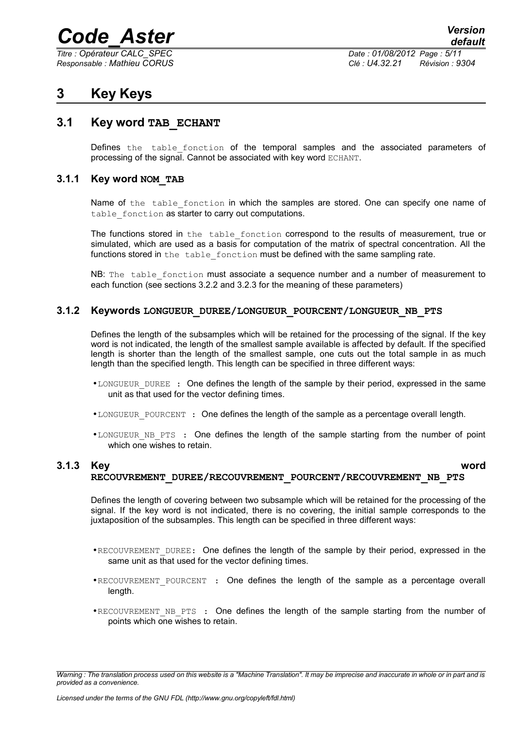# 3 Key Keys

## 3.1 Key word **TAB_ECHANT**

Defines the table_fonction of the temporal samples and the associated parameters of processing of the signal. Cannot be associated with key word ECHANT.

### 3.1.1 Key word **NOM_TAB**

Name of the table_fonction in which the samples are stored. One can specify one name of table_fonction as starter to carry out computations.

The functions stored in the table_fonction correspond to the results of measurement, true or simulated, which are used as a basis for computation of the matrix of spectral concentration. All the functions stored in the table_fonction must be defined with the same sampling rate.

NB: The table_fonction must associate a sequence number and a number of measurement to each function (see sections 3.2.2 and 3.2.3 for the meaning of these parameters)

### 3.1.2 Keywords **LONGUEUR_DUREE/LONGUEUR_POURCENT/LONGUEUR_NB_PTS**

Defines the length of the subsamples which will be retained for the processing of the signal. If the key word is not indicated, the length of the smallest sample available is affected by default. If the specified length is shorter than the length of the smallest sample, one cuts out the total sample in as much length than the specified length. This length can be specified in three different ways:

- LONGUEUR_DUREE : One defines the length of the sample by their period, expressed in the same unit as that used for the vector defining times.
- LONGUEUR_POURCENT : One defines the length of the sample as a percentage overall length.
- LONGUEUR_NB_PTS : One defines the length of the sample starting from the number of point which one wishes to retain.

### 3.1.3 Key word **RECOUVREMENT_DUREE/RECOUVREMENT_POURCENT/RECOUVREMENT_NB_PTS**

Defines the length of covering between two subsample which will be retained for the processing of the signal. If the key word is not indicated, there is no covering, the initial sample corresponds to the juxtaposition of the subsamples. This length can be specified in three different ways:

- RECOUVREMENT_DUREE: One defines the length of the sample by their period, expressed in the same unit as that used for the vector defining times.
- RECOUVREMENT_POURCENT : One defines the length of the sample as a percentage overall length.
- RECOUVREMENT_NB_PTS : One defines the length of the sample starting from the number of points which one wishes to retain.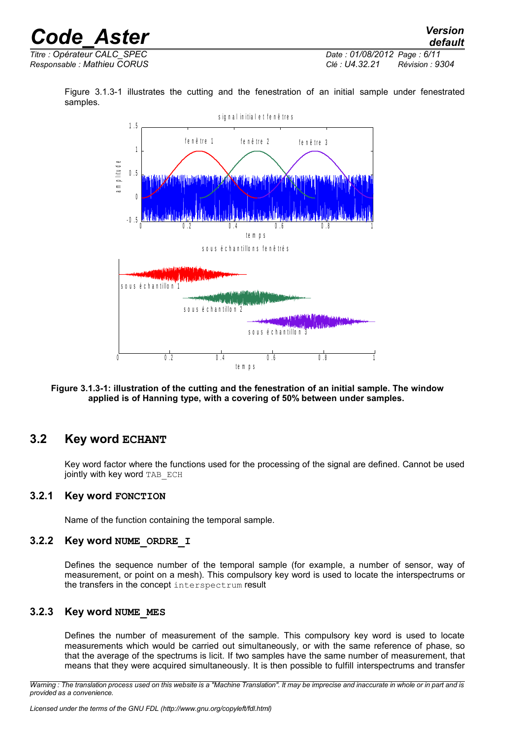Figure 3.1.3-1 illustrates the cutting and the fenestration of an initial sample under fenestrated samples.

**Figure 3.1.3-1: illustration of the cutting and the fenestration of an initial sample. The window applied is of Hanning type, with a covering of 50% between under samples.**

## 3.2 Key word **ECHANT**

Key word factor where the functions used for the processing of the signal are defined. Cannot be used jointly with key word `TAB_ECH`

### 3.2.1 Key word **FONCTION**

Name of the function containing the temporal sample.

### 3.2.2 Key word **NUME_ORDRE_I**

Defines the sequence number of the temporal sample (for example, a number of sensor, way of measurement, or point on a mesh). This compulsory key word is used to locate the interspectrums or the transfers in the concept `interspectrum` result

### 3.2.3 Key word **NUME_MES**

Defines the number of measurement of the sample. This compulsory key word is used to locate measurements which would be carried out simultaneously, or with the same reference of phase, so that the average of the spectrums is licit. If two samples have the same number of measurement, that means that they were acquired simultaneously. It is then possible to fulfill interspectrums and transfer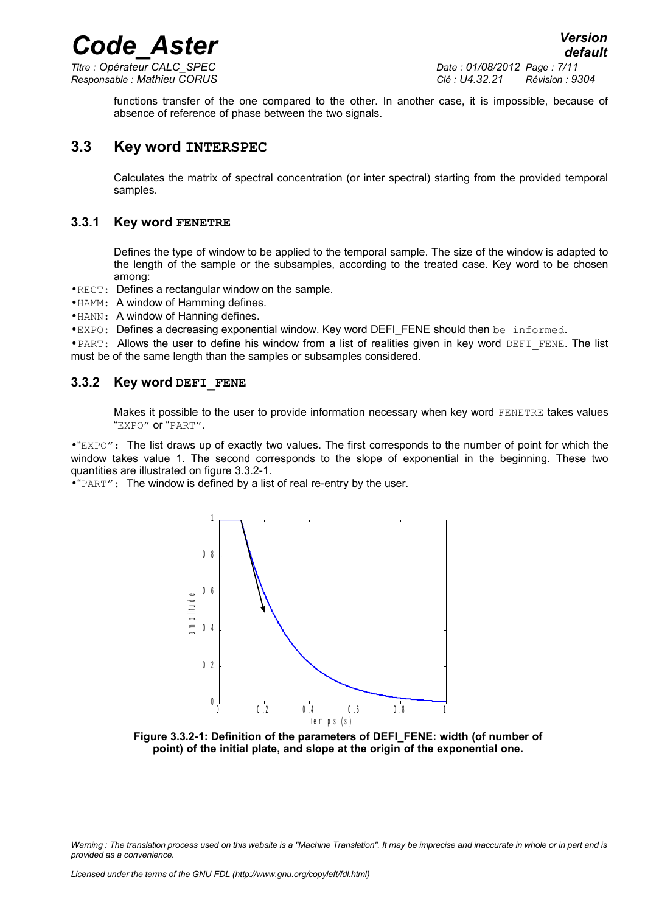functions transfer of the one compared to the other. In another case, it is impossible, because of absence of reference of phase between the two signals.

## 3.3 Key word INTERSPEC

Calculates the matrix of spectral concentration (or inter spectral) starting from the provided temporal samples.

### 3.3.1 Key word FENETRE

Defines the type of window to be applied to the temporal sample. The size of the window is adapted to the length of the sample or the subsamples, according to the treated case. Key word to be chosen among:

- RECT: Defines a rectangular window on the sample.
- HAMM: A window of Hamming defines.
- HANN: A window of Hanning defines.
- EXPO: Defines a decreasing exponential window. Key word DEFI_FENE should then be informed.
- PART: Allows the user to define his window from a list of realities given in key word DEFI_FENE. The list must be of the same length than the samples or subsamples considered.

### 3.3.2 Key word DEFI_FENE

Makes it possible to the user to provide information necessary when key word FENETRE takes values "EXPO" or "PART".

- "EXPO": The list draws up of exactly two values. The first corresponds to the number of point for which the window takes value 1. The second corresponds to the slope of exponential in the beginning. These two quantities are illustrated on figure 3.3.2-1.
- "PART": The window is defined by a list of real re-entry by the user.

**Figure 3.3.2-1: Definition of the parameters of DEFI_FENE: width (of number of point) of the initial plate, and slope at the origin of the exponential one.**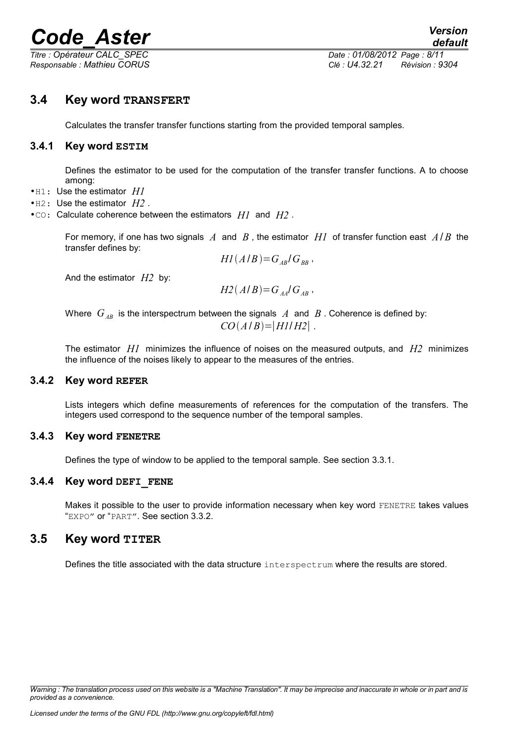## 3.4 Key word TRANSFERT

Calculates the transfer transfer functions starting from the provided temporal samples.

### 3.4.1 Key word ESTIM

Defines the estimator to be used for the computation of the transfer transfer functions. A to choose among:

- H1: Use the estimator $H1$
- H2: Use the estimator $H2$ .
- CO: Calculate coherence between the estimators $H1$ and $H2$ .

For memory, if one has two signals $A$ and $B$ , the estimator $H1$ of transfer function east $A/B$ the transfer defines by:

$$H1(A/B)=G_{AB}/G_{BB} ,$$

And the estimator $H2$ by:

$$H2(A/B)=G_{AA}/G_{AB} ,$$

Where $G_{AB}$ is the interspectrum between the signals $A$ and $B$ . Coherence is defined by:

$$CO(A/B)=|H1/H2| .$$

The estimator $H1$ minimizes the influence of noises on the measured outputs, and $H2$ minimizes the influence of the noises likely to appear to the measures of the entries.

### 3.4.2 Key word REFER

Lists integers which define measurements of references for the computation of the transfers. The integers used correspond to the sequence number of the temporal samples.

### 3.4.3 Key word FENETRE

Defines the type of window to be applied to the temporal sample. See section 3.3.1.

### 3.4.4 Key word DEFI_FENE

Makes it possible to the user to provide information necessary when key word FENETRE takes values "EXPO" or "PART". See section 3.3.2.

## 3.5 Key word TITER

Defines the title associated with the data structure interspectrum where the results are stored.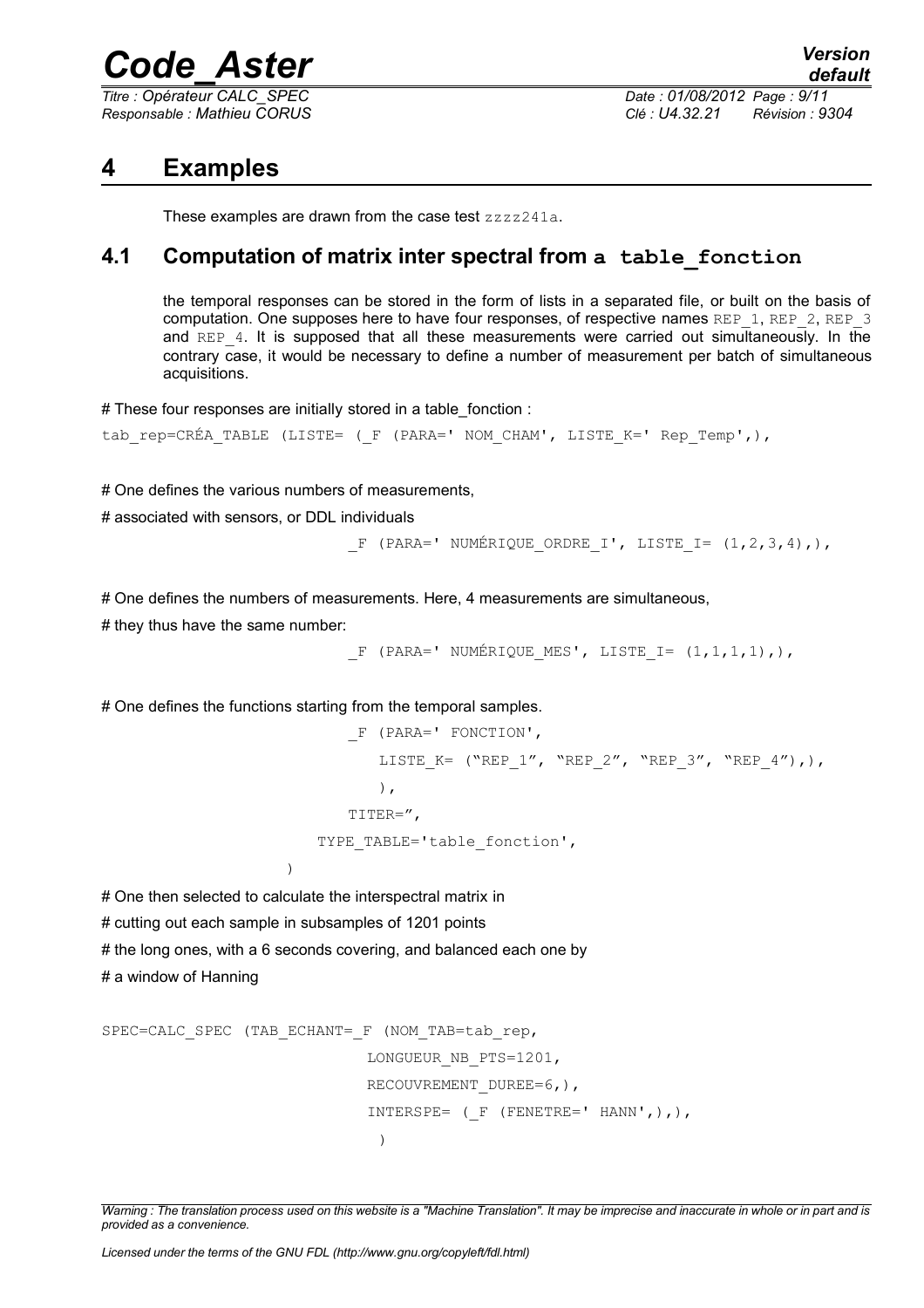# 4 Examples

These examples are drawn from the case test zzzz241a.

## 4.1 Computation of matrix inter spectral from a table_fonction

the temporal responses can be stored in the form of lists in a separated file, or built on the basis of computation. One supposes here to have four responses, of respective names REP_1, REP_2, REP_3 and REP_4. It is supposed that all these measurements were carried out simultaneously. In the contrary case, it would be necessary to define a number of measurement per batch of simultaneous acquisitions.

```
# These four responses are initially stored in a table_fonction :
tab_rep=CRÉA_TABLE (LISTE= (_F (PARA=' NOM_CHAM', LISTE_K=' Rep_Temp',),

# One defines the various numbers of measurements,
# associated with sensors, or DDL individuals
                            _F (PARA=' NUMÉRIQUE_ORDRE_I', LISTE_I= (1,2,3,4),),

# One defines the numbers of measurements. Here, 4 measurements are simultaneous,
# they thus have the same number:
                            _F (PARA=' NUMÉRIQUE_MES', LISTE_I= (1,1,1,1),),

# One defines the functions starting from the temporal samples.
                            _F (PARA=' FONCTION',
                               LISTE_K= ("REP_1", "REP_2", "REP_3", "REP_4"),),
                               ),
                            TITER=",
                         TYPE_TABLE='table_fonction',
                    )

# One then selected to calculate the interspectral matrix in
# cutting out each sample in subsamples of 1201 points
# the long ones, with a 6 seconds covering, and balanced each one by
# a window of Hanning

SPEC=CALC_SPEC (TAB_ECHANT=_F (NOM_TAB=tab_rep,
                               LONGUEUR_NB_PTS=1201,
                               RECOUVREMENT_DUREE=6,),
                               INTERSPE= (_F (FENETRE=' HANN',),),
                                )
```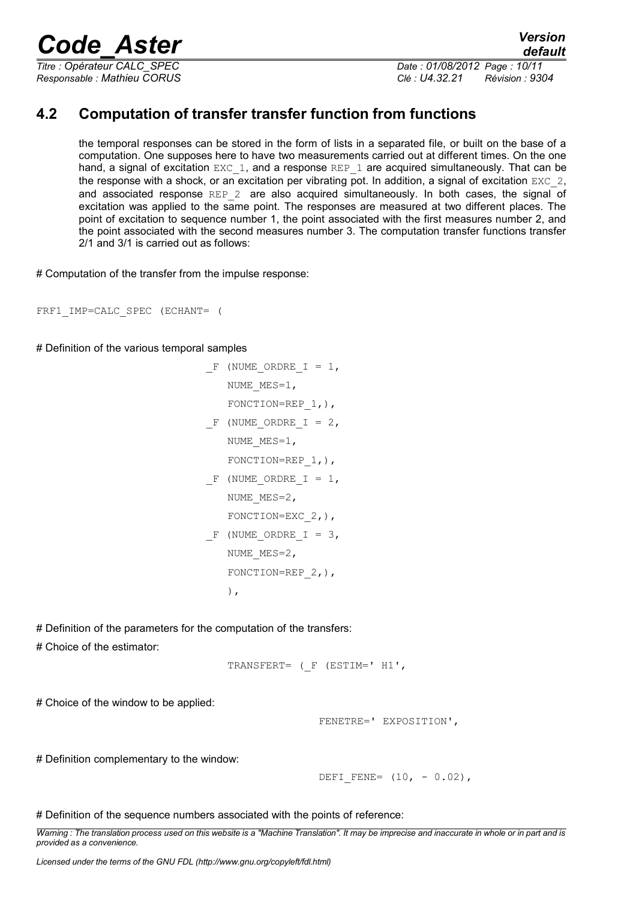## 4.2 Computation of transfer transfer function from functions

the temporal responses can be stored in the form of lists in a separated file, or built on the base of a computation. One supposes here to have two measurements carried out at different times. On the one hand, a signal of excitation `EXC_1`, and a response `REP_1` are acquired simultaneously. That can be the response with a shock, or an excitation per vibrating pot. In addition, a signal of excitation `EXC_2`, and associated response `REP_2` are also acquired simultaneously. In both cases, the signal of excitation was applied to the same point. The responses are measured at two different places. The point of excitation to sequence number 1, the point associated with the first measures number 2, and the point associated with the second measures number 3. The computation transfer functions transfer 2/1 and 3/1 is carried out as follows:

# Computation of the transfer from the impulse response:

```
FRF1_IMP=CALC_SPEC (ECHANT= (
```

# Definition of the various temporal samples

```
                    _F (NUME_ORDRE_I = 1,
                       NUME_MES=1,
                       FONCTION=REP_1,),
                    _F (NUME_ORDRE_I = 2,
                       NUME_MES=1,
                       FONCTION=REP_1,),
                    _F (NUME_ORDRE_I = 1,
                       NUME_MES=2,
                       FONCTION=EXC_2,),
                    _F (NUME_ORDRE_I = 3,
                       NUME_MES=2,
                       FONCTION=REP_2,),
                       ),
```

# Definition of the parameters for the computation of the transfers:

# Choice of the estimator:

```
                    TRANSFERT= (_F (ESTIM=' H1',
```

# Choice of the window to be applied:

```
                                FENETRE=' EXPOSITION',
```

# Definition complementary to the window:

```
                                DEFI_FENE= (10, - 0.02),
```

# Definition of the sequence numbers associated with the points of reference: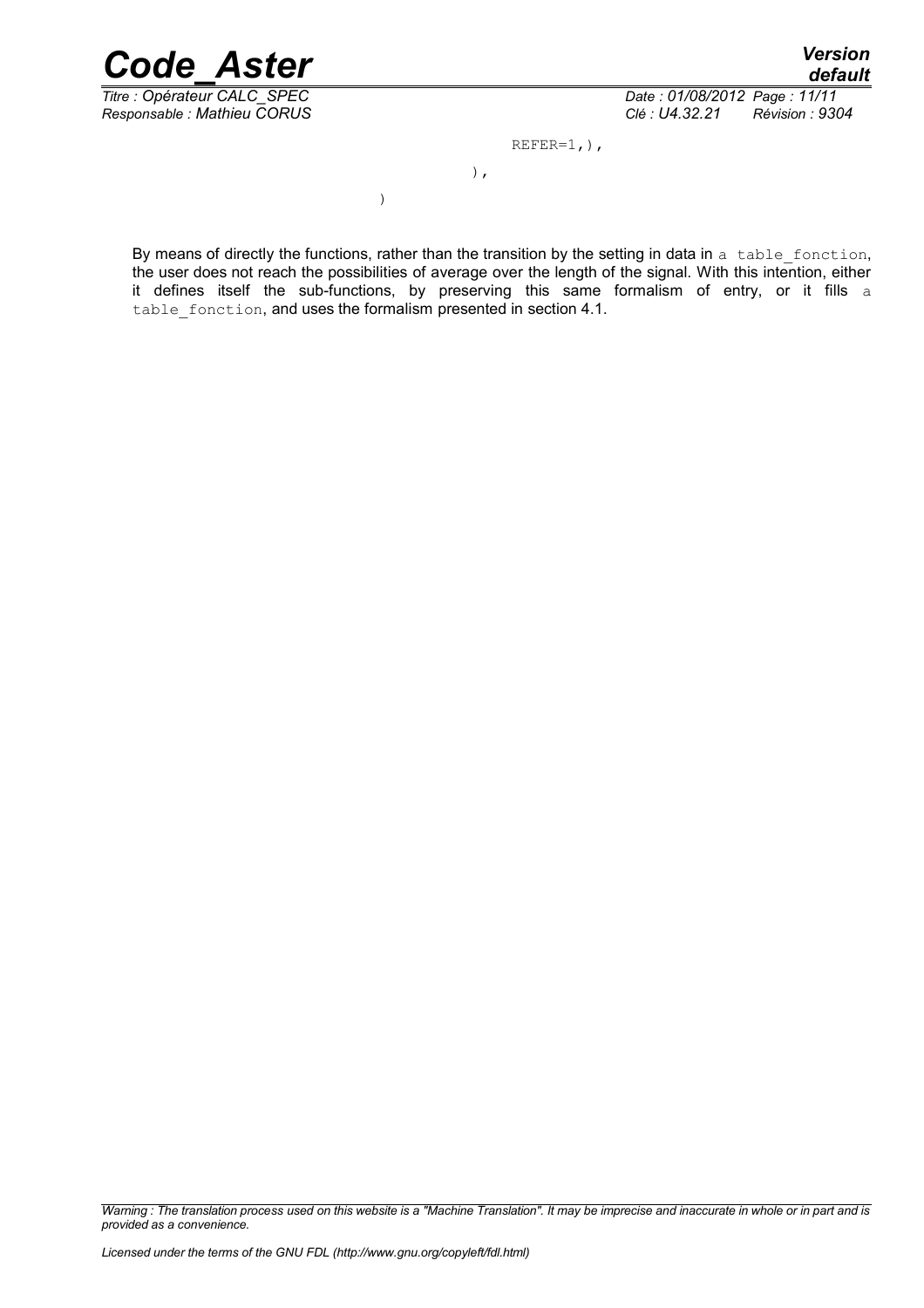```
                    REFER=1,),
               ),
          )
```

By means of directly the functions, rather than the transition by the setting in data in a `table_fonction`, the user does not reach the possibilities of average over the length of the signal. With this intention, either it defines itself the sub-functions, by preserving this same formalism of entry, or it fills a `table_fonction`, and uses the formalism presented in section 4.1.